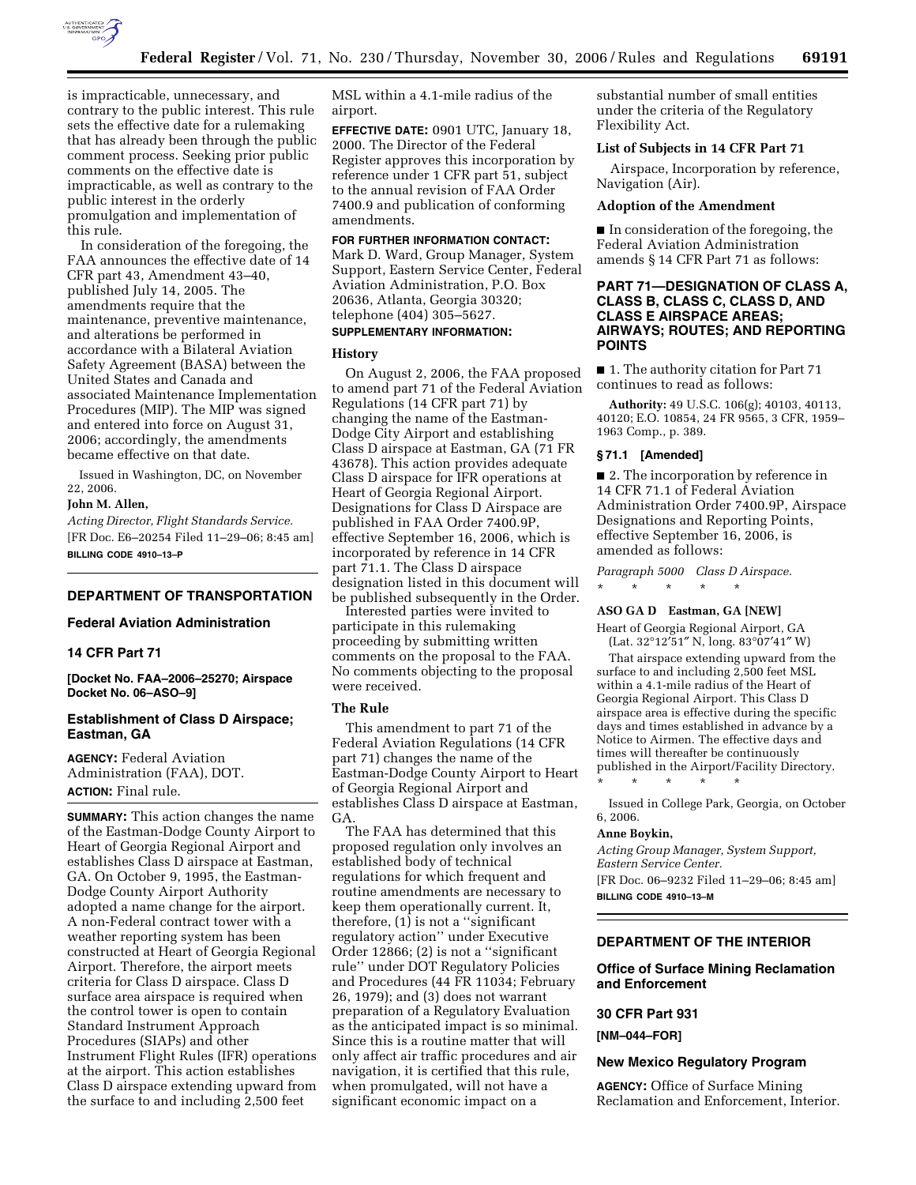is impracticable, unnecessary, and contrary to the public interest. This rule sets the effective date for a rulemaking that has already been through the public comment process. Seeking prior public comments on the effective date is impracticable, as well as contrary to the public interest in the orderly promulgation and implementation of this rule.

In consideration of the foregoing, the FAA announces the effective date of 14 CFR part 43, Amendment 43–40, published July 14, 2005. The amendments require that the maintenance, preventive maintenance, and alterations be performed in accordance with a Bilateral Aviation Safety Agreement (BASA) between the United States and Canada and associated Maintenance Implementation Procedures (MIP). The MIP was signed and entered into force on August 31, 2006; accordingly, the amendments became effective on that date.

Issued in Washington, DC, on November 22, 2006.

**John M. Allen,**

*Acting Director, Flight Standards Service.*

[FR Doc. E6–20254 Filed 11–29–06; 8:45 am]

**BILLING CODE 4910–13–P**

---

## DEPARTMENT OF TRANSPORTATION

### Federal Aviation Administration

### 14 CFR Part 71

**[Docket No. FAA–2006–25270; Airspace Docket No. 06–ASO–9]**

### Establishment of Class D Airspace; Eastman, GA

**AGENCY:** Federal Aviation Administration (FAA), DOT.

**ACTION:** Final rule.

**SUMMARY:** This action changes the name of the Eastman-Dodge County Airport to Heart of Georgia Regional Airport and establishes Class D airspace at Eastman, GA. On October 9, 1995, the Eastman-Dodge County Airport Authority adopted a name change for the airport. A non-Federal contract tower with a weather reporting system has been constructed at Heart of Georgia Regional Airport. Therefore, the airport meets criteria for Class D airspace. Class D surface area airspace is required when the control tower is open to contain Standard Instrument Approach Procedures (SIAPs) and other Instrument Flight Rules (IFR) operations at the airport. This action establishes Class D airspace extending upward from the surface to and including 2,500 feet MSL within a 4.1-mile radius of the airport.

**EFFECTIVE DATE:** 0901 UTC, January 18, 2000. The Director of the Federal Register approves this incorporation by reference under 1 CFR part 51, subject to the annual revision of FAA Order 7400.9 and publication of conforming amendments.

**FOR FURTHER INFORMATION CONTACT:** Mark D. Ward, Group Manager, System Support, Eastern Service Center, Federal Aviation Administration, P.O. Box 20636, Atlanta, Georgia 30320; telephone (404) 305–5627.

**SUPPLEMENTARY INFORMATION:**

#### History

On August 2, 2006, the FAA proposed to amend part 71 of the Federal Aviation Regulations (14 CFR part 71) by changing the name of the Eastman-Dodge City Airport and establishing Class D airspace at Eastman, GA (71 FR 43678). This action provides adequate Class D airspace for IFR operations at Heart of Georgia Regional Airport. Designations for Class D Airspace are published in FAA Order 7400.9P, effective September 16, 2006, which is incorporated by reference in 14 CFR part 71.1. The Class D airspace designation listed in this document will be published subsequently in the Order.

Interested parties were invited to participate in this rulemaking proceeding by submitting written comments on the proposal to the FAA. No comments objecting to the proposal were received.

#### The Rule

This amendment to part 71 of the Federal Aviation Regulations (14 CFR part 71) changes the name of the Eastman-Dodge County Airport to Heart of Georgia Regional Airport and establishes Class D airspace at Eastman, GA.

The FAA has determined that this proposed regulation only involves an established body of technical regulations for which frequent and routine amendments are necessary to keep them operationally current. It, therefore, (1) is not a ''significant regulatory action'' under Executive Order 12866; (2) is not a ''significant rule'' under DOT Regulatory Policies and Procedures (44 FR 11034; February 26, 1979); and (3) does not warrant preparation of a Regulatory Evaluation as the anticipated impact is so minimal. Since this is a routine matter that will only affect air traffic procedures and air navigation, it is certified that this rule, when promulgated, will not have a substantial number of small entities under the criteria of the Regulatory Flexibility Act.

#### List of Subjects in 14 CFR Part 71

Airspace, Incorporation by reference, Navigation (Air).

#### Adoption of the Amendment

■ In consideration of the foregoing, the Federal Aviation Administration amends § 14 CFR Part 71 as follows:

### PART 71—DESIGNATION OF CLASS A, CLASS B, CLASS C, CLASS D, AND CLASS E AIRSPACE AREAS; AIRWAYS; ROUTES; AND REPORTING POINTS

■ 1. The authority citation for Part 71 continues to read as follows:

**Authority:** 49 U.S.C. 106(g); 40103, 40113, 40120; E.O. 10854, 24 FR 9565, 3 CFR, 1959–1963 Comp., p. 389.

#### § 71.1 [Amended]

■ 2. The incorporation by reference in 14 CFR 71.1 of Federal Aviation Administration Order 7400.9P, Airspace Designations and Reporting Points, effective September 16, 2006, is amended as follows:

*Paragraph 5000 Class D Airspace.*

\* \* \* \* \*

**ASO GA D Eastman, GA [NEW]**

Heart of Georgia Regional Airport, GA
(Lat. 32°12′51″ N, long. 83°07′41″ W)

That airspace extending upward from the surface to and including 2,500 feet MSL within a 4.1-mile radius of the Heart of Georgia Regional Airport. This Class D airspace area is effective during the specific days and times established in advance by a Notice to Airmen. The effective days and times will thereafter be continuously published in the Airport/Facility Directory.

\* \* \* \* \*

Issued in College Park, Georgia, on October 6, 2006.

**Anne Boykin,**

*Acting Group Manager, System Support, Eastern Service Center.*

[FR Doc. 06–9232 Filed 11–29–06; 8:45 am]

**BILLING CODE 4910–13–M**

---

## DEPARTMENT OF THE INTERIOR

### Office of Surface Mining Reclamation and Enforcement

### 30 CFR Part 931

**[NM–044–FOR]**

### New Mexico Regulatory Program

**AGENCY:** Office of Surface Mining Reclamation and Enforcement, Interior.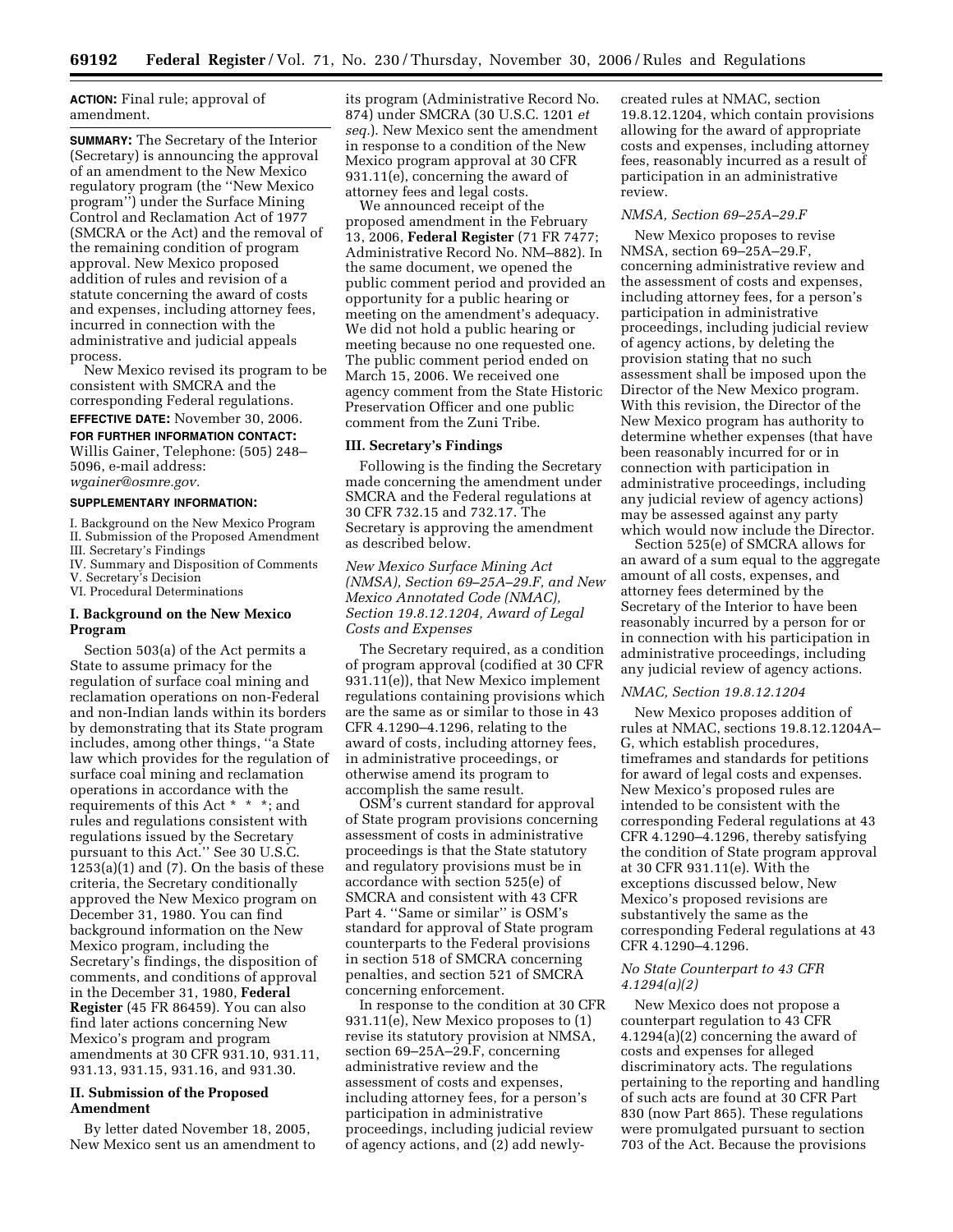**ACTION:** Final rule; approval of amendment.

**SUMMARY:** The Secretary of the Interior (Secretary) is announcing the approval of an amendment to the New Mexico regulatory program (the ''New Mexico program'') under the Surface Mining Control and Reclamation Act of 1977 (SMCRA or the Act) and the removal of the remaining condition of program approval. New Mexico proposed addition of rules and revision of a statute concerning the award of costs and expenses, including attorney fees, incurred in connection with the administrative and judicial appeals process.

New Mexico revised its program to be consistent with SMCRA and the corresponding Federal regulations.

**EFFECTIVE DATE:** November 30, 2006.

**FOR FURTHER INFORMATION CONTACT:** Willis Gainer, Telephone: (505) 248–5096, e-mail address: *wgainer@osmre.gov.*

**SUPPLEMENTARY INFORMATION:**

I. Background on the New Mexico Program
II. Submission of the Proposed Amendment
III. Secretary's Findings
IV. Summary and Disposition of Comments
V. Secretary's Decision
VI. Procedural Determinations

## I. Background on the New Mexico Program

Section 503(a) of the Act permits a State to assume primacy for the regulation of surface coal mining and reclamation operations on non-Federal and non-Indian lands within its borders by demonstrating that its State program includes, among other things, ''a State law which provides for the regulation of surface coal mining and reclamation operations in accordance with the requirements of this Act * * *; and rules and regulations consistent with regulations issued by the Secretary pursuant to this Act.'' See 30 U.S.C. 1253(a)(1) and (7). On the basis of these criteria, the Secretary conditionally approved the New Mexico program on December 31, 1980. You can find background information on the New Mexico program, including the Secretary's findings, the disposition of comments, and conditions of approval in the December 31, 1980, **Federal Register** (45 FR 86459). You can also find later actions concerning New Mexico's program and program amendments at 30 CFR 931.10, 931.11, 931.13, 931.15, 931.16, and 931.30.

## II. Submission of the Proposed Amendment

By letter dated November 18, 2005, New Mexico sent us an amendment to its program (Administrative Record No. 874) under SMCRA (30 U.S.C. 1201 *et seq.*). New Mexico sent the amendment in response to a condition of the New Mexico program approval at 30 CFR 931.11(e), concerning the award of attorney fees and legal costs.

We announced receipt of the proposed amendment in the February 13, 2006, **Federal Register** (71 FR 7477; Administrative Record No. NM–882). In the same document, we opened the public comment period and provided an opportunity for a public hearing or meeting on the amendment's adequacy. We did not hold a public hearing or meeting because no one requested one. The public comment period ended on March 15, 2006. We received one agency comment from the State Historic Preservation Officer and one public comment from the Zuni Tribe.

## III. Secretary's Findings

Following is the finding the Secretary made concerning the amendment under SMCRA and the Federal regulations at 30 CFR 732.15 and 732.17. The Secretary is approving the amendment as described below.

*New Mexico Surface Mining Act (NMSA), Section 69–25A–29.F, and New Mexico Annotated Code (NMAC), Section 19.8.12.1204, Award of Legal Costs and Expenses*

The Secretary required, as a condition of program approval (codified at 30 CFR 931.11(e)), that New Mexico implement regulations containing provisions which are the same as or similar to those in 43 CFR 4.1290–4.1296, relating to the award of costs, including attorney fees, in administrative proceedings, or otherwise amend its program to accomplish the same result.

OSM's current standard for approval of State program provisions concerning assessment of costs in administrative proceedings is that the State statutory and regulatory provisions must be in accordance with section 525(e) of SMCRA and consistent with 43 CFR Part 4. ''Same or similar'' is OSM's standard for approval of State program counterparts to the Federal provisions in section 518 of SMCRA concerning penalties, and section 521 of SMCRA concerning enforcement.

In response to the condition at 30 CFR 931.11(e), New Mexico proposes to (1) revise its statutory provision at NMSA, section 69–25A–29.F, concerning administrative review and the assessment of costs and expenses, including attorney fees, for a person's participation in administrative proceedings, including judicial review of agency actions, and (2) add newly-created rules at NMAC, section 19.8.12.1204, which contain provisions allowing for the award of appropriate costs and expenses, including attorney fees, reasonably incurred as a result of participation in an administrative review.

*NMSA, Section 69–25A–29.F*

New Mexico proposes to revise NMSA, section 69–25A–29.F, concerning administrative review and the assessment of costs and expenses, including attorney fees, for a person's participation in administrative proceedings, including judicial review of agency actions, by deleting the provision stating that no such assessment shall be imposed upon the Director of the New Mexico program. With this revision, the Director of the New Mexico program has authority to determine whether expenses (that have been reasonably incurred for or in connection with participation in administrative proceedings, including any judicial review of agency actions) may be assessed against any party which would now include the Director.

Section 525(e) of SMCRA allows for an award of a sum equal to the aggregate amount of all costs, expenses, and attorney fees determined by the Secretary of the Interior to have been reasonably incurred by a person for or in connection with his participation in administrative proceedings, including any judicial review of agency actions.

*NMAC, Section 19.8.12.1204*

New Mexico proposes addition of rules at NMAC, sections 19.8.12.1204A–G, which establish procedures, timeframes and standards for petitions for award of legal costs and expenses. New Mexico's proposed rules are intended to be consistent with the corresponding Federal regulations at 43 CFR 4.1290–4.1296, thereby satisfying the condition of State program approval at 30 CFR 931.11(e). With the exceptions discussed below, New Mexico's proposed revisions are substantively the same as the corresponding Federal regulations at 43 CFR 4.1290–4.1296.

*No State Counterpart to 43 CFR 4.1294(a)(2)*

New Mexico does not propose a counterpart regulation to 43 CFR 4.1294(a)(2) concerning the award of costs and expenses for alleged discriminatory acts. The regulations pertaining to the reporting and handling of such acts are found at 30 CFR Part 830 (now Part 865). These regulations were promulgated pursuant to section 703 of the Act. Because the provisions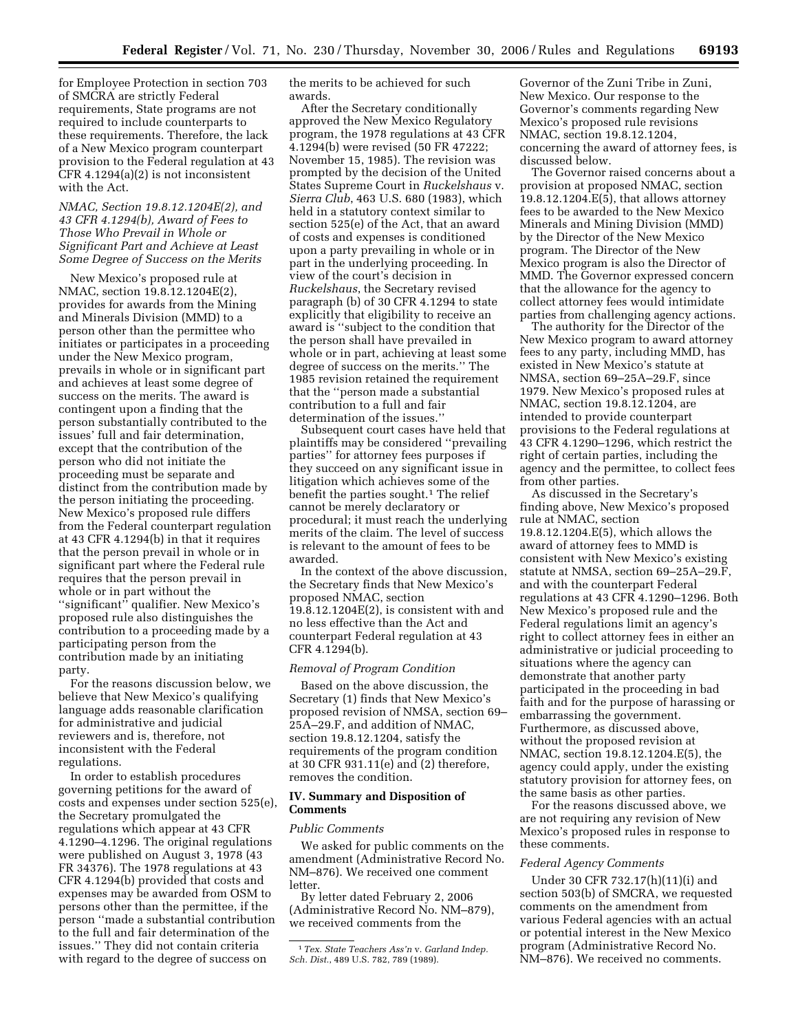for Employee Protection in section 703 of SMCRA are strictly Federal requirements, State programs are not required to include counterparts to these requirements. Therefore, the lack of a New Mexico program counterpart provision to the Federal regulation at 43 CFR 4.1294(a)(2) is not inconsistent with the Act.

*NMAC, Section 19.8.12.1204E(2), and 43 CFR 4.1294(b), Award of Fees to Those Who Prevail in Whole or Significant Part and Achieve at Least Some Degree of Success on the Merits*

New Mexico's proposed rule at NMAC, section 19.8.12.1204E(2), provides for awards from the Mining and Minerals Division (MMD) to a person other than the permittee who initiates or participates in a proceeding under the New Mexico program, prevails in whole or in significant part and achieves at least some degree of success on the merits. The award is contingent upon a finding that the person substantially contributed to the issues' full and fair determination, except that the contribution of the person who did not initiate the proceeding must be separate and distinct from the contribution made by the person initiating the proceeding. New Mexico's proposed rule differs from the Federal counterpart regulation at 43 CFR 4.1294(b) in that it requires that the person prevail in whole or in significant part where the Federal rule requires that the person prevail in whole or in part without the ''significant'' qualifier. New Mexico's proposed rule also distinguishes the contribution to a proceeding made by a participating person from the contribution made by an initiating party.

For the reasons discussion below, we believe that New Mexico's qualifying language adds reasonable clarification for administrative and judicial reviewers and is, therefore, not inconsistent with the Federal regulations.

In order to establish procedures governing petitions for the award of costs and expenses under section 525(e), the Secretary promulgated the regulations which appear at 43 CFR 4.1290–4.1296. The original regulations were published on August 3, 1978 (43 FR 34376). The 1978 regulations at 43 CFR 4.1294(b) provided that costs and expenses may be awarded from OSM to persons other than the permittee, if the person ''made a substantial contribution to the full and fair determination of the issues.'' They did not contain criteria with regard to the degree of success on the merits to be achieved for such awards.

After the Secretary conditionally approved the New Mexico Regulatory program, the 1978 regulations at 43 CFR 4.1294(b) were revised (50 FR 47222; November 15, 1985). The revision was prompted by the decision of the United States Supreme Court in *Ruckelshaus* v. *Sierra Club*, 463 U.S. 680 (1983), which held in a statutory context similar to section 525(e) of the Act, that an award of costs and expenses is conditioned upon a party prevailing in whole or in part in the underlying proceeding. In view of the court's decision in *Ruckelshaus*, the Secretary revised paragraph (b) of 30 CFR 4.1294 to state explicitly that eligibility to receive an award is ''subject to the condition that the person shall have prevailed in whole or in part, achieving at least some degree of success on the merits.'' The 1985 revision retained the requirement that the ''person made a substantial contribution to a full and fair determination of the issues.''

Subsequent court cases have held that plaintiffs may be considered ''prevailing parties'' for attorney fees purposes if they succeed on any significant issue in litigation which achieves some of the benefit the parties sought.[1] The relief cannot be merely declaratory or procedural; it must reach the underlying merits of the claim. The level of success is relevant to the amount of fees to be awarded.

In the context of the above discussion, the Secretary finds that New Mexico's proposed NMAC, section 19.8.12.1204E(2), is consistent with and no less effective than the Act and counterpart Federal regulation at 43 CFR 4.1294(b).

*Removal of Program Condition*

Based on the above discussion, the Secretary (1) finds that New Mexico's proposed revision of NMSA, section 69–25A–29.F, and addition of NMAC, section 19.8.12.1204, satisfy the requirements of the program condition at 30 CFR 931.11(e) and (2) therefore, removes the condition.

## IV. Summary and Disposition of Comments

*Public Comments*

We asked for public comments on the amendment (Administrative Record No. NM–876). We received one comment letter.

By letter dated February 2, 2006 (Administrative Record No. NM–879), we received comments from the Governor of the Zuni Tribe in Zuni, New Mexico. Our response to the Governor's comments regarding New Mexico's proposed rule revisions NMAC, section 19.8.12.1204, concerning the award of attorney fees, is discussed below.

The Governor raised concerns about a provision at proposed NMAC, section 19.8.12.1204.E(5), that allows attorney fees to be awarded to the New Mexico Minerals and Mining Division (MMD) by the Director of the New Mexico program. The Director of the New Mexico program is also the Director of MMD. The Governor expressed concern that the allowance for the agency to collect attorney fees would intimidate parties from challenging agency actions.

The authority for the Director of the New Mexico program to award attorney fees to any party, including MMD, has existed in New Mexico's statute at NMSA, section 69–25A–29.F, since 1979. New Mexico's proposed rules at NMAC, section 19.8.12.1204, are intended to provide counterpart provisions to the Federal regulations at 43 CFR 4.1290–1296, which restrict the right of certain parties, including the agency and the permittee, to collect fees from other parties.

As discussed in the Secretary's finding above, New Mexico's proposed rule at NMAC, section 19.8.12.1204.E(5), which allows the award of attorney fees to MMD is consistent with New Mexico's existing statute at NMSA, section 69–25A–29.F, and with the counterpart Federal regulations at 43 CFR 4.1290–1296. Both New Mexico's proposed rule and the Federal regulations limit an agency's right to collect attorney fees in either an administrative or judicial proceeding to situations where the agency can demonstrate that another party participated in the proceeding in bad faith and for the purpose of harassing or embarrassing the government. Furthermore, as discussed above, without the proposed revision at NMAC, section 19.8.12.1204.E(5), the agency could apply, under the existing statutory provision for attorney fees, on the same basis as other parties.

For the reasons discussed above, we are not requiring any revision of New Mexico's proposed rules in response to these comments.

*Federal Agency Comments*

Under 30 CFR 732.17(h)(11)(i) and section 503(b) of SMCRA, we requested comments on the amendment from various Federal agencies with an actual or potential interest in the New Mexico program (Administrative Record No. NM–876). We received no comments.

---

[1] *Tex. State Teachers Ass'n* v. *Garland Indep. Sch. Dist.*, 489 U.S. 782, 789 (1989).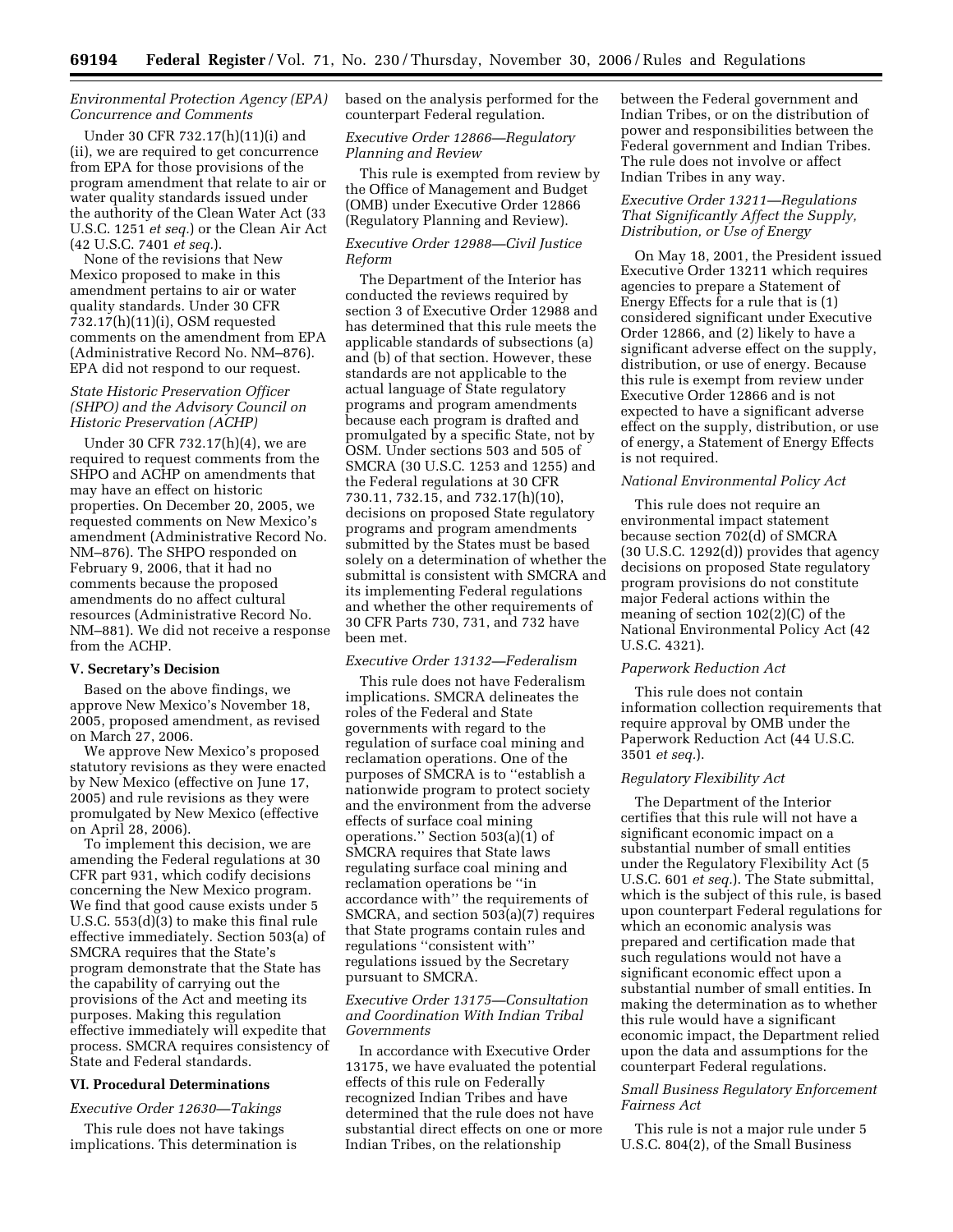*Environmental Protection Agency (EPA) Concurrence and Comments*

Under 30 CFR 732.17(h)(11)(i) and (ii), we are required to get concurrence from EPA for those provisions of the program amendment that relate to air or water quality standards issued under the authority of the Clean Water Act (33 U.S.C. 1251 *et seq.*) or the Clean Air Act (42 U.S.C. 7401 *et seq.*).

None of the revisions that New Mexico proposed to make in this amendment pertains to air or water quality standards. Under 30 CFR 732.17(h)(11)(i), OSM requested comments on the amendment from EPA (Administrative Record No. NM–876). EPA did not respond to our request.

*State Historic Preservation Officer (SHPO) and the Advisory Council on Historic Preservation (ACHP)*

Under 30 CFR 732.17(h)(4), we are required to request comments from the SHPO and ACHP on amendments that may have an effect on historic properties. On December 20, 2005, we requested comments on New Mexico's amendment (Administrative Record No. NM–876). The SHPO responded on February 9, 2006, that it had no comments because the proposed amendments do no affect cultural resources (Administrative Record No. NM–881). We did not receive a response from the ACHP.

## V. Secretary's Decision

Based on the above findings, we approve New Mexico's November 18, 2005, proposed amendment, as revised on March 27, 2006.

We approve New Mexico's proposed statutory revisions as they were enacted by New Mexico (effective on June 17, 2005) and rule revisions as they were promulgated by New Mexico (effective on April 28, 2006).

To implement this decision, we are amending the Federal regulations at 30 CFR part 931, which codify decisions concerning the New Mexico program. We find that good cause exists under 5 U.S.C. 553(d)(3) to make this final rule effective immediately. Section 503(a) of SMCRA requires that the State's program demonstrate that the State has the capability of carrying out the provisions of the Act and meeting its purposes. Making this regulation effective immediately will expedite that process. SMCRA requires consistency of State and Federal standards.

## VI. Procedural Determinations

*Executive Order 12630—Takings*

This rule does not have takings implications. This determination is based on the analysis performed for the counterpart Federal regulation.

*Executive Order 12866—Regulatory Planning and Review*

This rule is exempted from review by the Office of Management and Budget (OMB) under Executive Order 12866 (Regulatory Planning and Review).

*Executive Order 12988—Civil Justice Reform*

The Department of the Interior has conducted the reviews required by section 3 of Executive Order 12988 and has determined that this rule meets the applicable standards of subsections (a) and (b) of that section. However, these standards are not applicable to the actual language of State regulatory programs and program amendments because each program is drafted and promulgated by a specific State, not by OSM. Under sections 503 and 505 of SMCRA (30 U.S.C. 1253 and 1255) and the Federal regulations at 30 CFR 730.11, 732.15, and 732.17(h)(10), decisions on proposed State regulatory programs and program amendments submitted by the States must be based solely on a determination of whether the submittal is consistent with SMCRA and its implementing Federal regulations and whether the other requirements of 30 CFR Parts 730, 731, and 732 have been met.

*Executive Order 13132—Federalism*

This rule does not have Federalism implications. SMCRA delineates the roles of the Federal and State governments with regard to the regulation of surface coal mining and reclamation operations. One of the purposes of SMCRA is to "establish a nationwide program to protect society and the environment from the adverse effects of surface coal mining operations." Section 503(a)(1) of SMCRA requires that State laws regulating surface coal mining and reclamation operations be "in accordance with" the requirements of SMCRA, and section 503(a)(7) requires that State programs contain rules and regulations "consistent with" regulations issued by the Secretary pursuant to SMCRA.

*Executive Order 13175—Consultation and Coordination With Indian Tribal Governments*

In accordance with Executive Order 13175, we have evaluated the potential effects of this rule on Federally recognized Indian Tribes and have determined that the rule does not have substantial direct effects on one or more Indian Tribes, on the relationship between the Federal government and Indian Tribes, or on the distribution of power and responsibilities between the Federal government and Indian Tribes. The rule does not involve or affect Indian Tribes in any way.

*Executive Order 13211—Regulations That Significantly Affect the Supply, Distribution, or Use of Energy*

On May 18, 2001, the President issued Executive Order 13211 which requires agencies to prepare a Statement of Energy Effects for a rule that is (1) considered significant under Executive Order 12866, and (2) likely to have a significant adverse effect on the supply, distribution, or use of energy. Because this rule is exempt from review under Executive Order 12866 and is not expected to have a significant adverse effect on the supply, distribution, or use of energy, a Statement of Energy Effects is not required.

*National Environmental Policy Act*

This rule does not require an environmental impact statement because section 702(d) of SMCRA (30 U.S.C. 1292(d)) provides that agency decisions on proposed State regulatory program provisions do not constitute major Federal actions within the meaning of section 102(2)(C) of the National Environmental Policy Act (42 U.S.C. 4321).

*Paperwork Reduction Act*

This rule does not contain information collection requirements that require approval by OMB under the Paperwork Reduction Act (44 U.S.C. 3501 *et seq.*).

*Regulatory Flexibility Act*

The Department of the Interior certifies that this rule will not have a significant economic impact on a substantial number of small entities under the Regulatory Flexibility Act (5 U.S.C. 601 *et seq.*). The State submittal, which is the subject of this rule, is based upon counterpart Federal regulations for which an economic analysis was prepared and certification made that such regulations would not have a significant economic effect upon a substantial number of small entities. In making the determination as to whether this rule would have a significant economic impact, the Department relied upon the data and assumptions for the counterpart Federal regulations.

*Small Business Regulatory Enforcement Fairness Act*

This rule is not a major rule under 5 U.S.C. 804(2), of the Small Business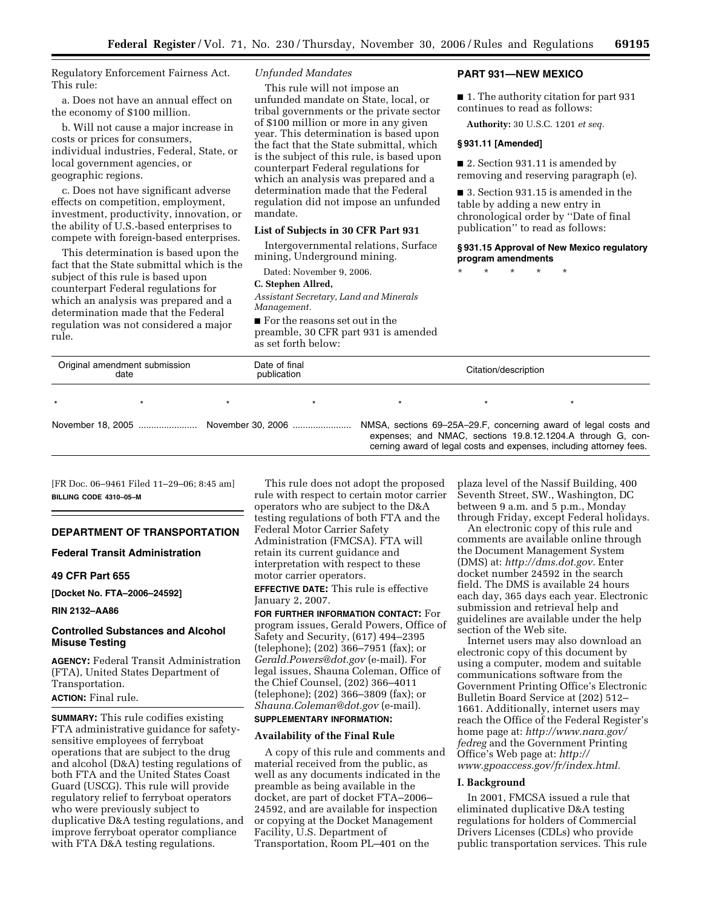Regulatory Enforcement Fairness Act. This rule:

a. Does not have an annual effect on the economy of $100 million.

b. Will not cause a major increase in costs or prices for consumers, individual industries, Federal, State, or local government agencies, or geographic regions.

c. Does not have significant adverse effects on competition, employment, investment, productivity, innovation, or the ability of U.S.-based enterprises to compete with foreign-based enterprises.

This determination is based upon the fact that the State submittal which is the subject of this rule is based upon counterpart Federal regulations for which an analysis was prepared and a determination made that the Federal regulation was not considered a major rule.

*Unfunded Mandates*

This rule will not impose an unfunded mandate on State, local, or tribal governments or the private sector of $100 million or more in any given year. This determination is based upon the fact that the State submittal, which is the subject of this rule, is based upon counterpart Federal regulations for which an analysis was prepared and a determination made that the Federal regulation did not impose an unfunded mandate.

**List of Subjects in 30 CFR Part 931**

Intergovernmental relations, Surface mining, Underground mining.

Dated: November 9, 2006.

**C. Stephen Allred,**

*Assistant Secretary, Land and Minerals Management.*

■ For the reasons set out in the preamble, 30 CFR part 931 is amended as set forth below:

## PART 931—NEW MEXICO

■ 1. The authority citation for part 931 continues to read as follows:

**Authority:** 30 U.S.C. 1201 *et seq.*

**§ 931.11 [Amended]**

■ 2. Section 931.11 is amended by removing and reserving paragraph (e).

■ 3. Section 931.15 is amended in the table by adding a new entry in chronological order by "Date of final publication" to read as follows:

**§ 931.15 Approval of New Mexico regulatory program amendments**

\* \* \* \* \*

| Original amendment submission date | Date of final publication | Citation/description |
|---|---|---|
| \* \* | \* \* | \* \* \* |
| November 18, 2005 ....................... | November 30, 2006 ....................... | NMSA, sections 69–25A–29.F, concerning award of legal costs and expenses; and NMAC, sections 19.8.12.1204.A through G, concerning award of legal costs and expenses, including attorney fees. |

[FR Doc. 06–9461 Filed 11–29–06; 8:45 am]

**BILLING CODE 4310–05–M**

---

## DEPARTMENT OF TRANSPORTATION

### Federal Transit Administration

### 49 CFR Part 655

**[Docket No. FTA–2006–24592]**

**RIN 2132–AA86**

### Controlled Substances and Alcohol Misuse Testing

**AGENCY:** Federal Transit Administration (FTA), United States Department of Transportation.

**ACTION:** Final rule.

**SUMMARY:** This rule codifies existing FTA administrative guidance for safety-sensitive employees of ferryboat operations that are subject to the drug and alcohol (D&A) testing regulations of both FTA and the United States Coast Guard (USCG). This rule will provide regulatory relief to ferryboat operators who were previously subject to duplicative D&A testing regulations, and improve ferryboat operator compliance with FTA D&A testing regulations.

This rule does not adopt the proposed rule with respect to certain motor carrier operators who are subject to the D&A testing regulations of both FTA and the Federal Motor Carrier Safety Administration (FMCSA). FTA will retain its current guidance and interpretation with respect to these motor carrier operators.

**EFFECTIVE DATE:** This rule is effective January 2, 2007.

**FOR FURTHER INFORMATION CONTACT:** For program issues, Gerald Powers, Office of Safety and Security, (617) 494–2395 (telephone); (202) 366–7951 (fax); or *Gerald.Powers@dot.gov* (e-mail). For legal issues, Shauna Coleman, Office of the Chief Counsel, (202) 366–4011 (telephone); (202) 366–3809 (fax); or *Shauna.Coleman@dot.gov* (e-mail).

**SUPPLEMENTARY INFORMATION:**

**Availability of the Final Rule**

A copy of this rule and comments and material received from the public, as well as any documents indicated in the preamble as being available in the docket, are part of docket FTA–2006–24592, and are available for inspection or copying at the Docket Management Facility, U.S. Department of Transportation, Room PL–401 on the plaza level of the Nassif Building, 400 Seventh Street, SW., Washington, DC between 9 a.m. and 5 p.m., Monday through Friday, except Federal holidays.

An electronic copy of this rule and comments are available online through the Document Management System (DMS) at: *http://dms.dot.gov.* Enter docket number 24592 in the search field. The DMS is available 24 hours each day, 365 days each year. Electronic submission and retrieval help and guidelines are available under the help section of the Web site.

Internet users may also download an electronic copy of this document by using a computer, modem and suitable communications software from the Government Printing Office's Electronic Bulletin Board Service at (202) 512–1661. Additionally, internet users may reach the Office of the Federal Register's home page at: *http://www.nara.gov/fedreg* and the Government Printing Office's Web page at: *http://www.gpoaccess.gov/fr/index.html.*

**I. Background**

In 2001, FMCSA issued a rule that eliminated duplicative D&A testing regulations for holders of Commercial Drivers Licenses (CDLs) who provide public transportation services. This rule